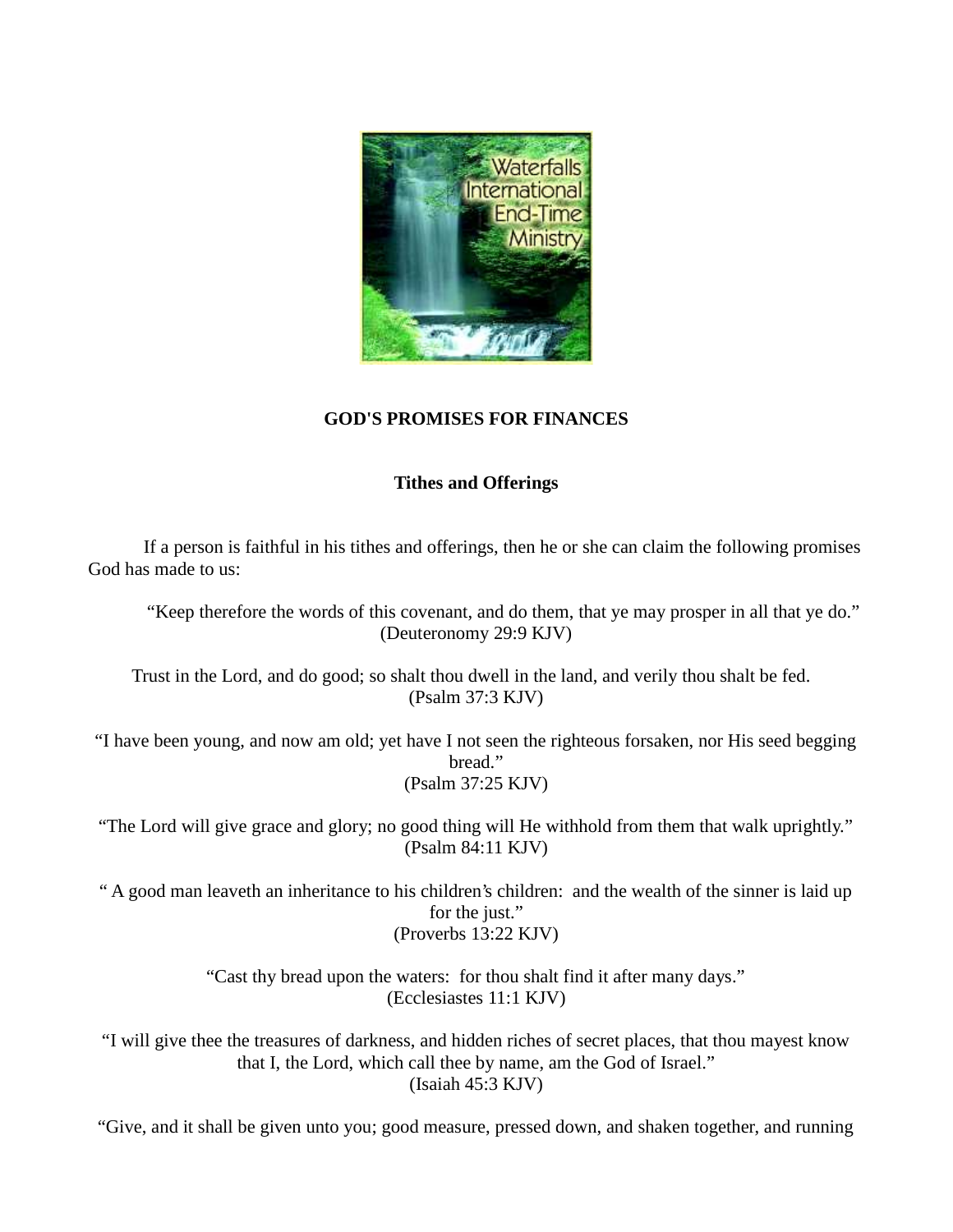# GOD'S PROMISES FOR FINANCES

## Tithes and Offerings

If a person is faithful in his tithes and offerings, then he or she can claim the following promises God has made to us:

"Keep therefore the words of this covenant, and do them, that ye may prosper in all that ye do."
(Deuteronomy 29:9 KJV)

Trust in the Lord, and do good; so shalt thou dwell in the land, and verily thou shalt be fed.
(Psalm 37:3 KJV)

"I have been young, and now am old; yet have I not seen the righteous forsaken, nor His seed begging bread."
(Psalm 37:25 KJV)

"The Lord will give grace and glory; no good thing will He withhold from them that walk uprightly."
(Psalm 84:11 KJV)

" A good man leaveth an inheritance to his children's children: and the wealth of the sinner is laid up for the just."
(Proverbs 13:22 KJV)

"Cast thy bread upon the waters: for thou shalt find it after many days."
(Ecclesiastes 11:1 KJV)

"I will give thee the treasures of darkness, and hidden riches of secret places, that thou mayest know that I, the Lord, which call thee by name, am the God of Israel."
(Isaiah 45:3 KJV)

"Give, and it shall be given unto you; good measure, pressed down, and shaken together, and running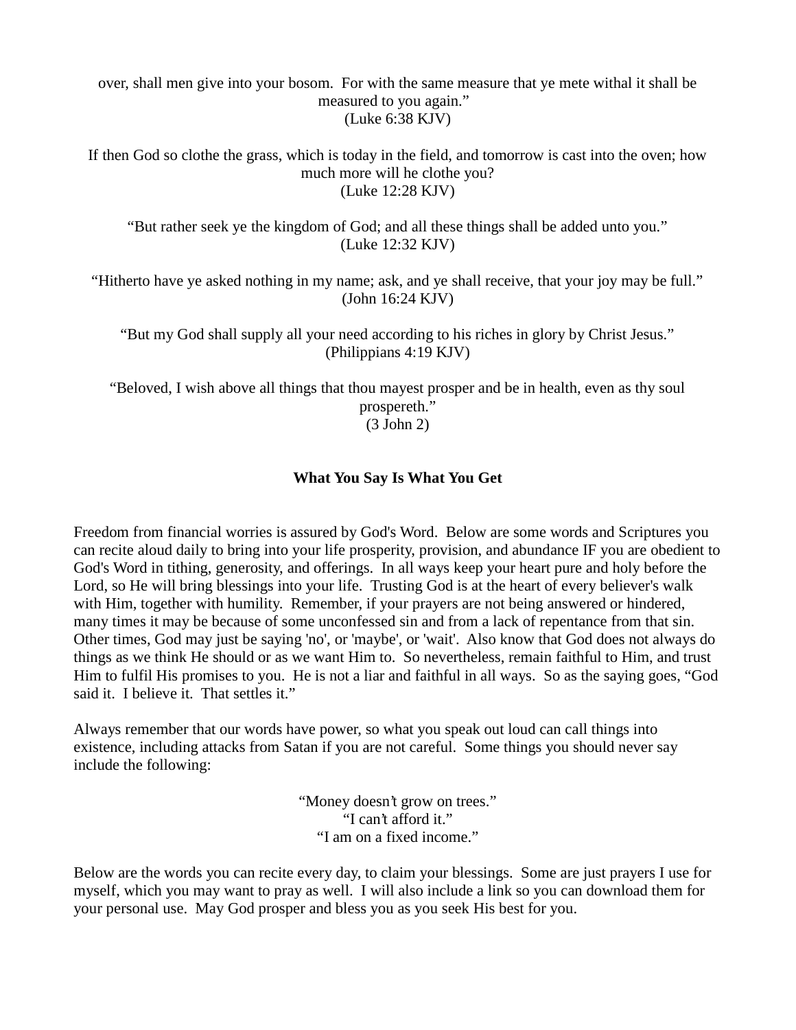over, shall men give into your bosom. For with the same measure that ye mete withal it shall be measured to you again."
(Luke 6:38 KJV)

If then God so clothe the grass, which is today in the field, and tomorrow is cast into the oven; how much more will he clothe you?
(Luke 12:28 KJV)

"But rather seek ye the kingdom of God; and all these things shall be added unto you."
(Luke 12:32 KJV)

"Hitherto have ye asked nothing in my name; ask, and ye shall receive, that your joy may be full."
(John 16:24 KJV)

"But my God shall supply all your need according to his riches in glory by Christ Jesus."
(Philippians 4:19 KJV)

"Beloved, I wish above all things that thou mayest prosper and be in health, even as thy soul prospereth."
(3 John 2)

**What You Say Is What You Get**

Freedom from financial worries is assured by God's Word. Below are some words and Scriptures you can recite aloud daily to bring into your life prosperity, provision, and abundance IF you are obedient to God's Word in tithing, generosity, and offerings. In all ways keep your heart pure and holy before the Lord, so He will bring blessings into your life. Trusting God is at the heart of every believer's walk with Him, together with humility. Remember, if your prayers are not being answered or hindered, many times it may be because of some unconfessed sin and from a lack of repentance from that sin. Other times, God may just be saying 'no', or 'maybe', or 'wait'. Also know that God does not always do things as we think He should or as we want Him to. So nevertheless, remain faithful to Him, and trust Him to fulfil His promises to you. He is not a liar and faithful in all ways. So as the saying goes, "God said it. I believe it. That settles it."

Always remember that our words have power, so what you speak out loud can call things into existence, including attacks from Satan if you are not careful. Some things you should never say include the following:

"Money doesn't grow on trees."
"I can't afford it."
"I am on a fixed income."

Below are the words you can recite every day, to claim your blessings. Some are just prayers I use for myself, which you may want to pray as well. I will also include a link so you can download them for your personal use. May God prosper and bless you as you seek His best for you.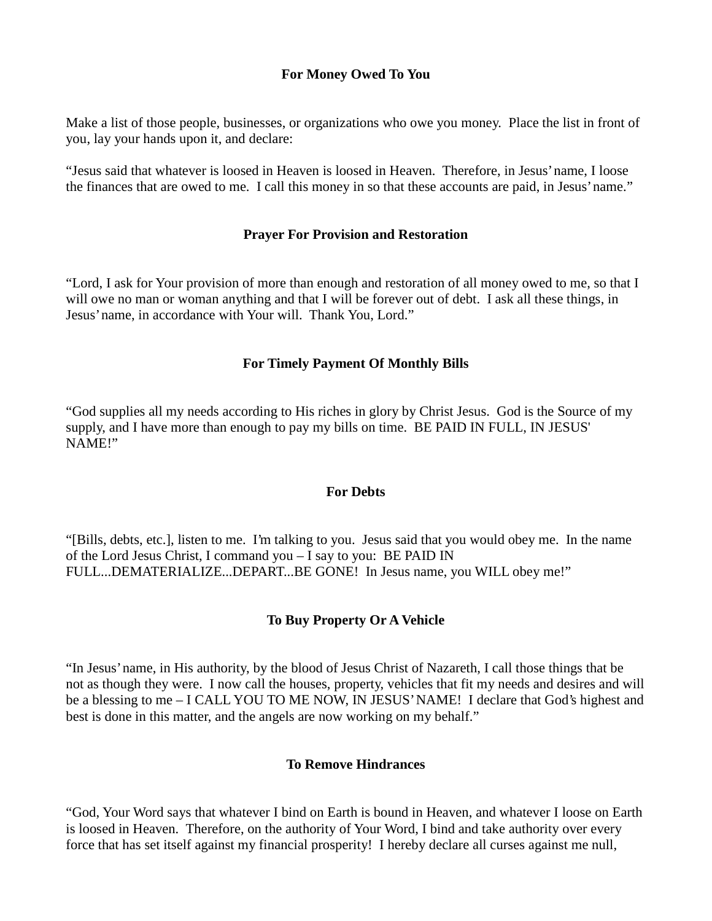**For Money Owed To You**

Make a list of those people, businesses, or organizations who owe you money. Place the list in front of you, lay your hands upon it, and declare:

"Jesus said that whatever is loosed in Heaven is loosed in Heaven. Therefore, in Jesus' name, I loose the finances that are owed to me. I call this money in so that these accounts are paid, in Jesus' name."

**Prayer For Provision and Restoration**

"Lord, I ask for Your provision of more than enough and restoration of all money owed to me, so that I will owe no man or woman anything and that I will be forever out of debt. I ask all these things, in Jesus' name, in accordance with Your will. Thank You, Lord."

**For Timely Payment Of Monthly Bills**

"God supplies all my needs according to His riches in glory by Christ Jesus. God is the Source of my supply, and I have more than enough to pay my bills on time. BE PAID IN FULL, IN JESUS' NAME!"

**For Debts**

"[Bills, debts, etc.], listen to me. I'm talking to you. Jesus said that you would obey me. In the name of the Lord Jesus Christ, I command you – I say to you: BE PAID IN FULL...DEMATERIALIZE...DEPART...BE GONE! In Jesus name, you WILL obey me!"

**To Buy Property Or A Vehicle**

"In Jesus' name, in His authority, by the blood of Jesus Christ of Nazareth, I call those things that be not as though they were. I now call the houses, property, vehicles that fit my needs and desires and will be a blessing to me – I CALL YOU TO ME NOW, IN JESUS' NAME! I declare that God's highest and best is done in this matter, and the angels are now working on my behalf."

**To Remove Hindrances**

"God, Your Word says that whatever I bind on Earth is bound in Heaven, and whatever I loose on Earth is loosed in Heaven. Therefore, on the authority of Your Word, I bind and take authority over every force that has set itself against my financial prosperity! I hereby declare all curses against me null,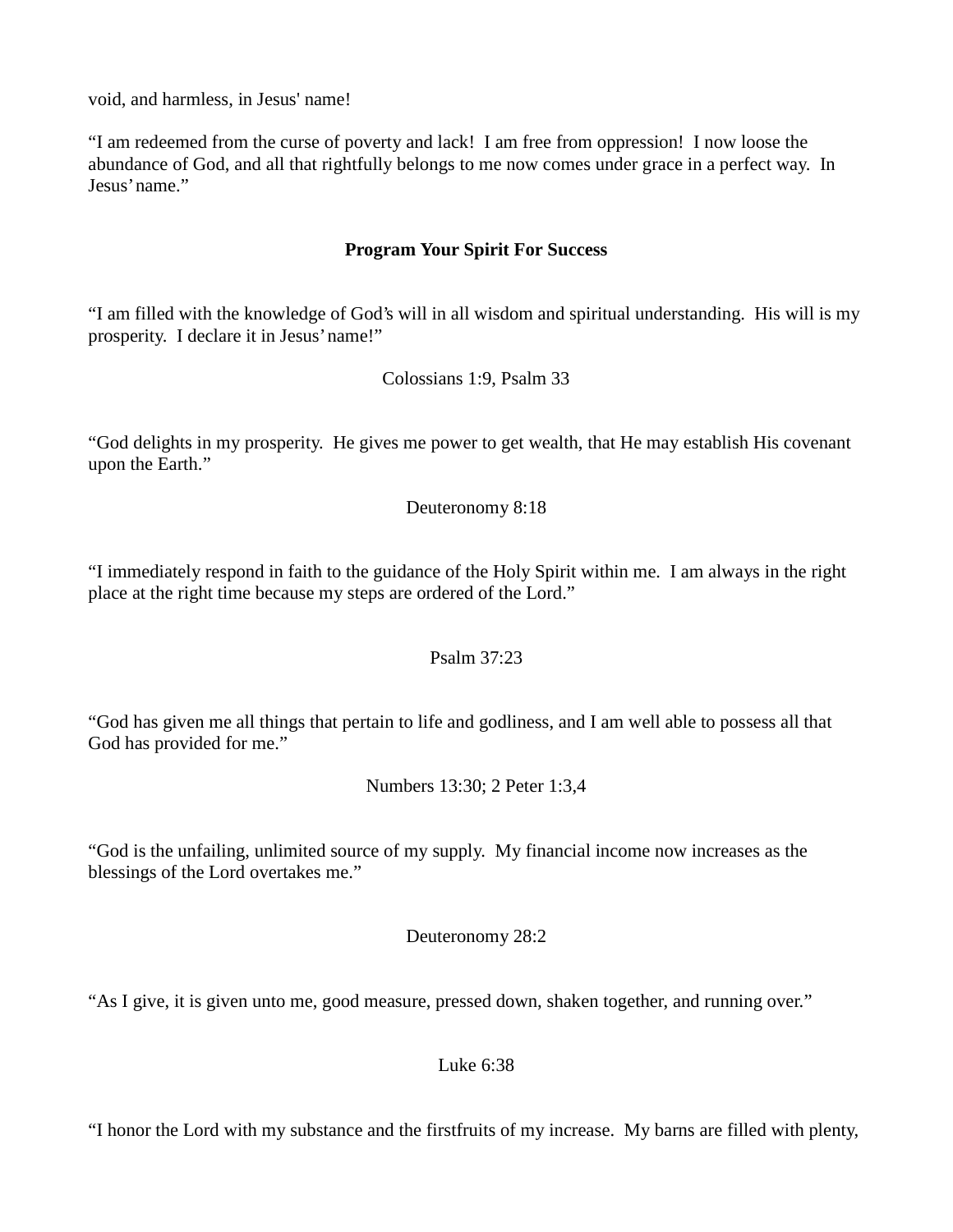void, and harmless, in Jesus' name!

"I am redeemed from the curse of poverty and lack! I am free from oppression! I now loose the abundance of God, and all that rightfully belongs to me now comes under grace in a perfect way. In Jesus' name."

**Program Your Spirit For Success**

"I am filled with the knowledge of God's will in all wisdom and spiritual understanding. His will is my prosperity. I declare it in Jesus' name!"

Colossians 1:9, Psalm 33

"God delights in my prosperity. He gives me power to get wealth, that He may establish His covenant upon the Earth."

Deuteronomy 8:18

"I immediately respond in faith to the guidance of the Holy Spirit within me. I am always in the right place at the right time because my steps are ordered of the Lord."

Psalm 37:23

"God has given me all things that pertain to life and godliness, and I am well able to possess all that God has provided for me."

Numbers 13:30; 2 Peter 1:3,4

"God is the unfailing, unlimited source of my supply. My financial income now increases as the blessings of the Lord overtakes me."

Deuteronomy 28:2

"As I give, it is given unto me, good measure, pressed down, shaken together, and running over."

Luke 6:38

"I honor the Lord with my substance and the firstfruits of my increase. My barns are filled with plenty,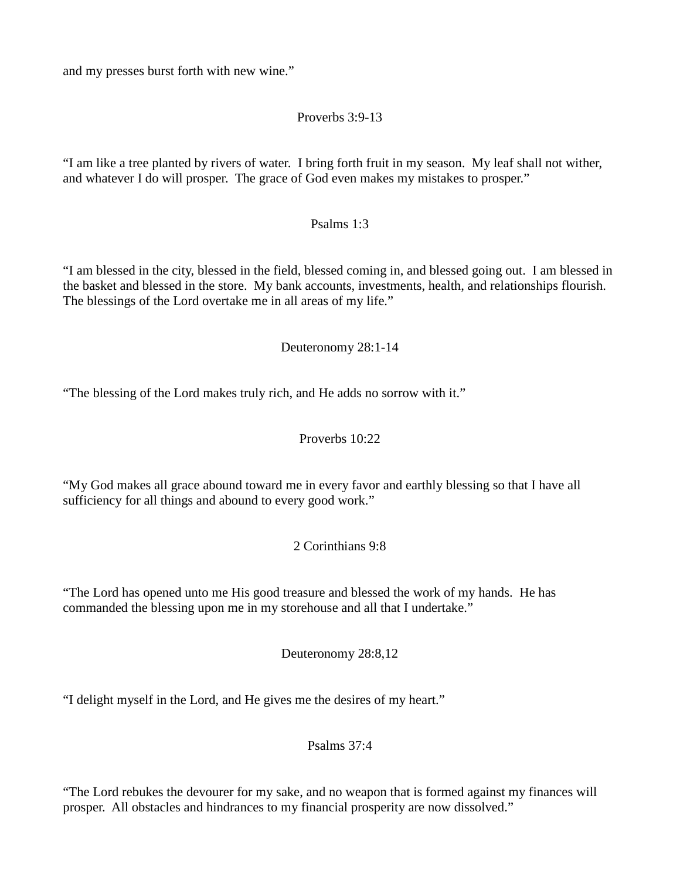and my presses burst forth with new wine."

Proverbs 3:9-13

"I am like a tree planted by rivers of water.  I bring forth fruit in my season.  My leaf shall not wither, and whatever I do will prosper.  The grace of God even makes my mistakes to prosper."

Psalms 1:3

"I am blessed in the city, blessed in the field, blessed coming in, and blessed going out.  I am blessed in the basket and blessed in the store.  My bank accounts, investments, health, and relationships flourish.  The blessings of the Lord overtake me in all areas of my life."

Deuteronomy 28:1-14

"The blessing of the Lord makes truly rich, and He adds no sorrow with it."

Proverbs 10:22

"My God makes all grace abound toward me in every favor and earthly blessing so that I have all sufficiency for all things and abound to every good work."

2 Corinthians 9:8

"The Lord has opened unto me His good treasure and blessed the work of my hands.  He has commanded the blessing upon me in my storehouse and all that I undertake."

Deuteronomy 28:8,12

"I delight myself in the Lord, and He gives me the desires of my heart."

Psalms 37:4

"The Lord rebukes the devourer for my sake, and no weapon that is formed against my finances will prosper.  All obstacles and hindrances to my financial prosperity are now dissolved."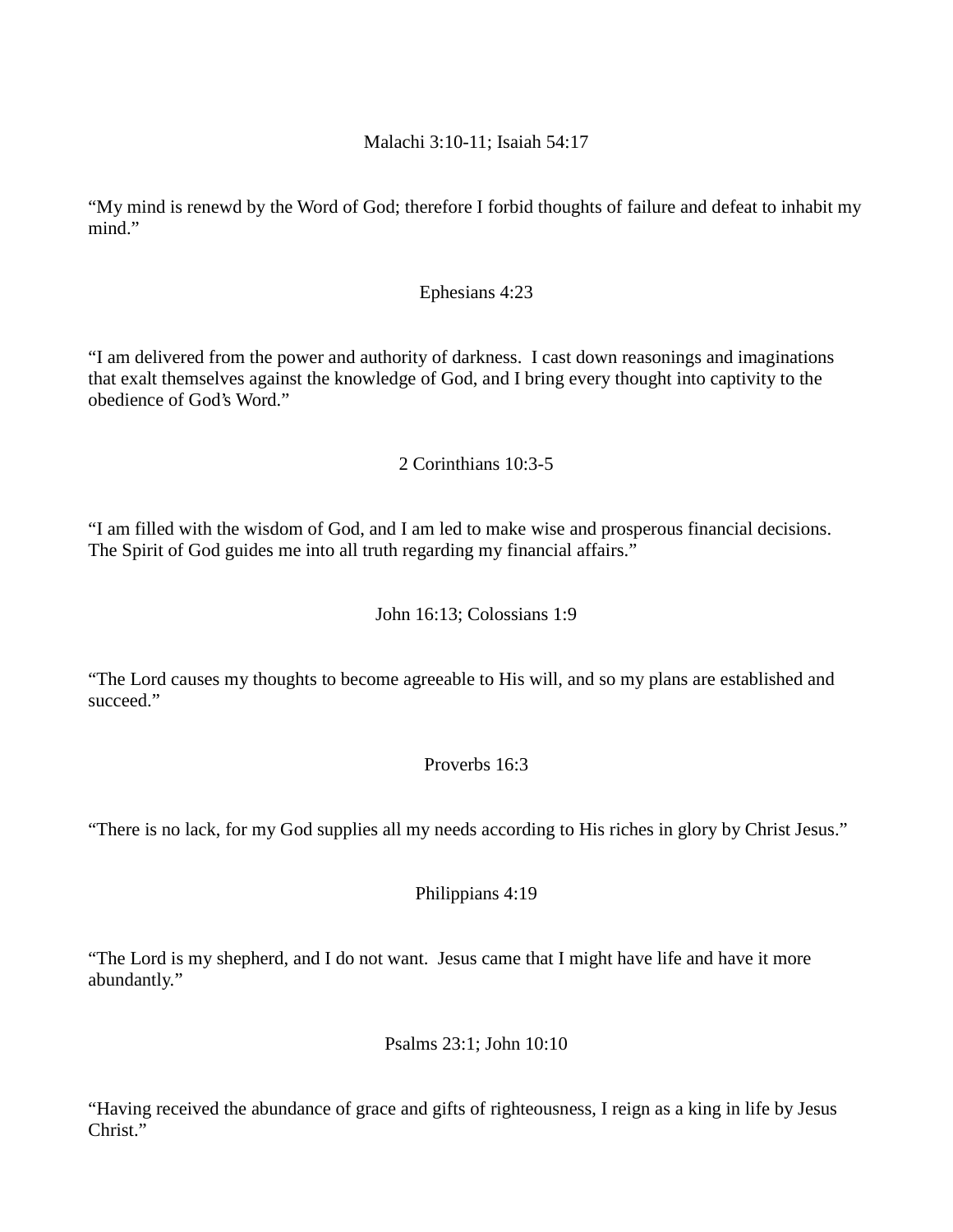Malachi 3:10-11; Isaiah 54:17

"My mind is renewd by the Word of God; therefore I forbid thoughts of failure and defeat to inhabit my mind."

Ephesians 4:23

"I am delivered from the power and authority of darkness.  I cast down reasonings and imaginations that exalt themselves against the knowledge of God, and I bring every thought into captivity to the obedience of God's Word."

2 Corinthians 10:3-5

"I am filled with the wisdom of God, and I am led to make wise and prosperous financial decisions.  The Spirit of God guides me into all truth regarding my financial affairs."

John 16:13; Colossians 1:9

"The Lord causes my thoughts to become agreeable to His will, and so my plans are established and succeed."

Proverbs 16:3

"There is no lack, for my God supplies all my needs according to His riches in glory by Christ Jesus."

Philippians 4:19

"The Lord is my shepherd, and I do not want.  Jesus came that I might have life and have it more abundantly."

Psalms 23:1; John 10:10

"Having received the abundance of grace and gifts of righteousness, I reign as a king in life by Jesus Christ."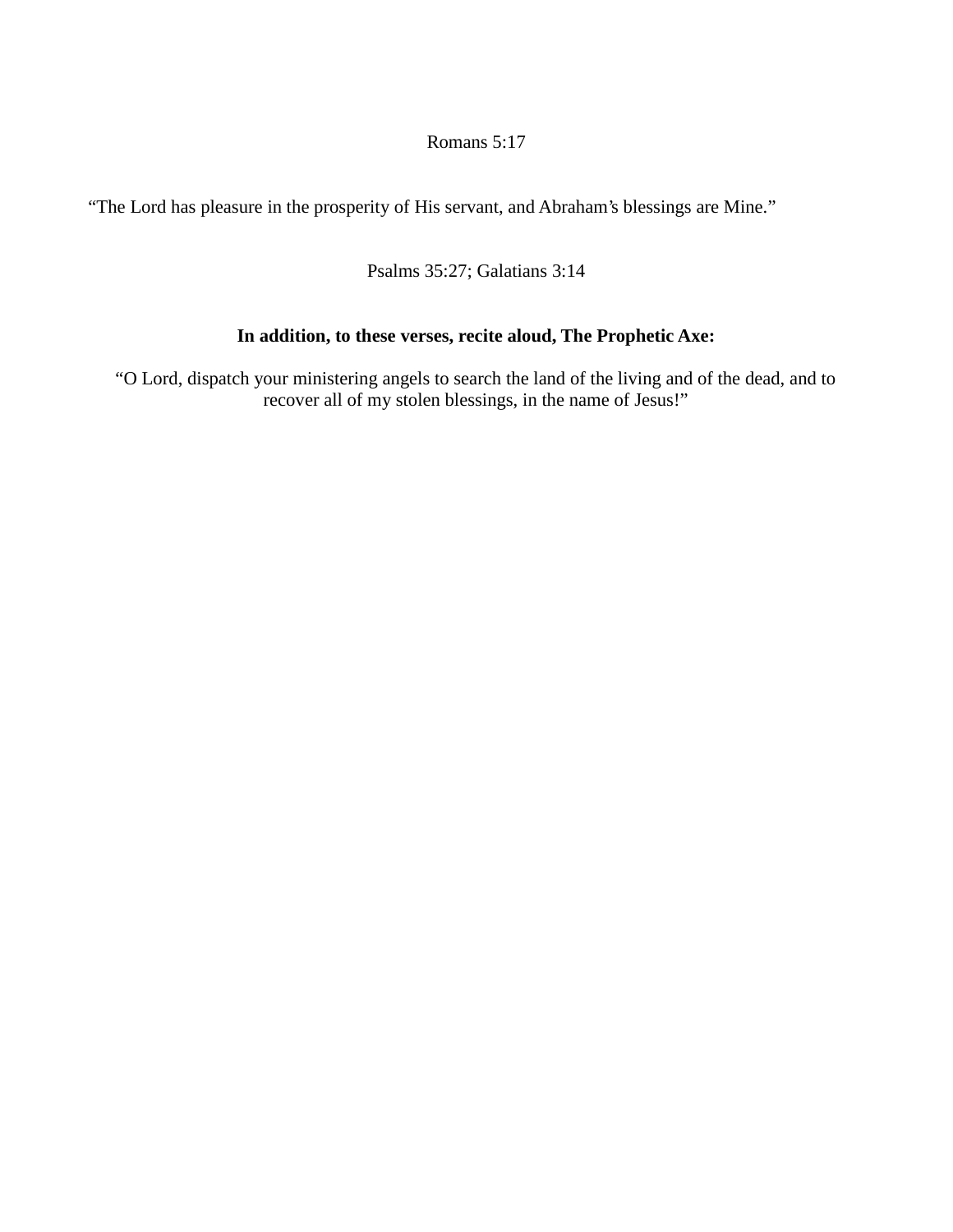Romans 5:17

"The Lord has pleasure in the prosperity of His servant, and Abraham's blessings are Mine."

Psalms 35:27; Galatians 3:14

**In addition, to these verses, recite aloud, The Prophetic Axe:**

"O Lord, dispatch your ministering angels to search the land of the living and of the dead, and to recover all of my stolen blessings, in the name of Jesus!"